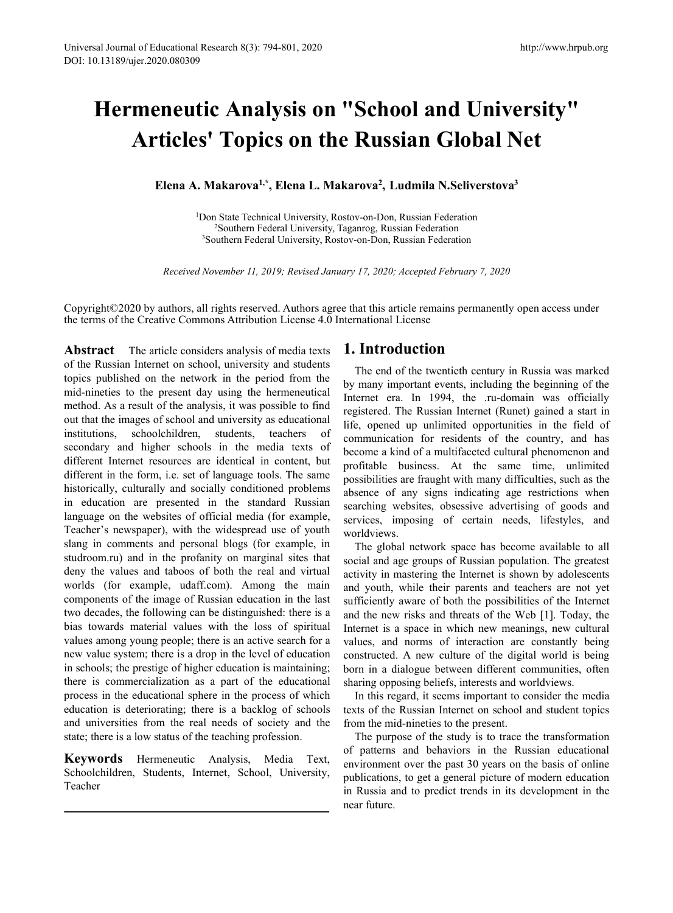# Hermeneutic Analysis on "School and University" Articles' Topics on the Russian Global Net

**Elena A. Makarova[1,*], Elena L. Makarova[2], Ludmila N.Seliverstova[3]**

[1]Don State Technical University, Rostov-on-Don, Russian Federation
[2]Southern Federal University, Taganrog, Russian Federation
[3]Southern Federal University, Rostov-on-Don, Russian Federation

*Received November 11, 2019; Revised January 17, 2020; Accepted February 7, 2020*

Copyright©2020 by authors, all rights reserved. Authors agree that this article remains permanently open access under the terms of the Creative Commons Attribution License 4.0 International License

**Abstract** The article considers analysis of media texts of the Russian Internet on school, university and students topics published on the network in the period from the mid-nineties to the present day using the hermeneutical method. As a result of the analysis, it was possible to find out that the images of school and university as educational institutions, schoolchildren, students, teachers of secondary and higher schools in the media texts of different Internet resources are identical in content, but different in the form, i.e. set of language tools. The same historically, culturally and socially conditioned problems in education are presented in the standard Russian language on the websites of official media (for example, Teacher's newspaper), with the widespread use of youth slang in comments and personal blogs (for example, in studroom.ru) and in the profanity on marginal sites that deny the values and taboos of both the real and virtual worlds (for example, udaff.com). Among the main components of the image of Russian education in the last two decades, the following can be distinguished: there is a bias towards material values with the loss of spiritual values among young people; there is an active search for a new value system; there is a drop in the level of education in schools; the prestige of higher education is maintaining; there is commercialization as a part of the educational process in the educational sphere in the process of which education is deteriorating; there is a backlog of schools and universities from the real needs of society and the state; there is a low status of the teaching profession.

**Keywords** Hermeneutic Analysis, Media Text, Schoolchildren, Students, Internet, School, University, Teacher

## 1. Introduction

The end of the twentieth century in Russia was marked by many important events, including the beginning of the Internet era. In 1994, the .ru-domain was officially registered. The Russian Internet (Runet) gained a start in life, opened up unlimited opportunities in the field of communication for residents of the country, and has become a kind of a multifaceted cultural phenomenon and profitable business. At the same time, unlimited possibilities are fraught with many difficulties, such as the absence of any signs indicating age restrictions when searching websites, obsessive advertising of goods and services, imposing of certain needs, lifestyles, and worldviews.

The global network space has become available to all social and age groups of Russian population. The greatest activity in mastering the Internet is shown by adolescents and youth, while their parents and teachers are not yet sufficiently aware of both the possibilities of the Internet and the new risks and threats of the Web [1]. Today, the Internet is a space in which new meanings, new cultural values, and norms of interaction are constantly being constructed. A new culture of the digital world is being born in a dialogue between different communities, often sharing opposing beliefs, interests and worldviews.

In this regard, it seems important to consider the media texts of the Russian Internet on school and student topics from the mid-nineties to the present.

The purpose of the study is to trace the transformation of patterns and behaviors in the Russian educational environment over the past 30 years on the basis of online publications, to get a general picture of modern education in Russia and to predict trends in its development in the near future.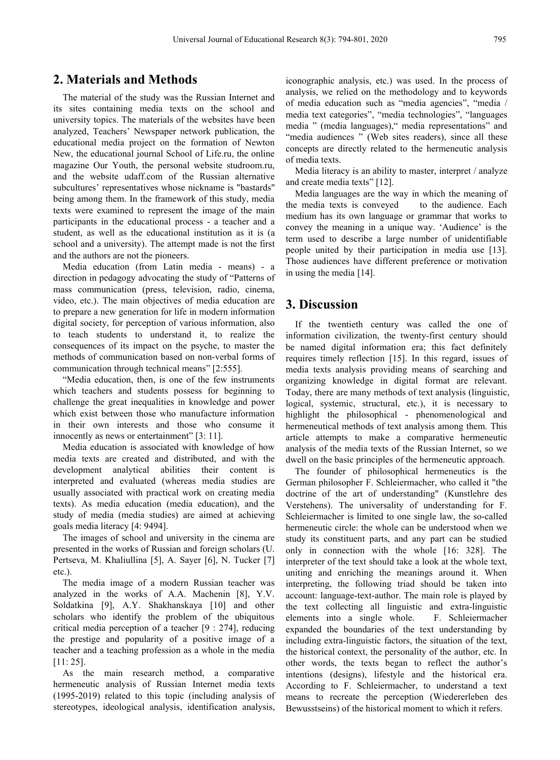## 2. Materials and Methods

The material of the study was the Russian Internet and its sites containing media texts on the school and university topics. The materials of the websites have been analyzed, Teachers' Newspaper network publication, the educational media project on the formation of Newton New, the educational journal School of Life.ru, the online magazine Our Youth, the personal website studroom.ru, and the website udaff.com of the Russian alternative subcultures' representatives whose nickname is "bastards" being among them. In the framework of this study, media texts were examined to represent the image of the main participants in the educational process - a teacher and a student, as well as the educational institution as it is (a school and a university). The attempt made is not the first and the authors are not the pioneers.

Media education (from Latin media - means) - a direction in pedagogy advocating the study of "Patterns of mass communication (press, television, radio, cinema, video, etc.). The main objectives of media education are to prepare a new generation for life in modern information digital society, for perception of various information, also to teach students to understand it, to realize the consequences of its impact on the psyche, to master the methods of communication based on non-verbal forms of communication through technical means" [2:555].

"Media education, then, is one of the few instruments which teachers and students possess for beginning to challenge the great inequalities in knowledge and power which exist between those who manufacture information in their own interests and those who consume it innocently as news or entertainment" [3: 11].

Media education is associated with knowledge of how media texts are created and distributed, and with the development analytical abilities their content is interpreted and evaluated (whereas media studies are usually associated with practical work on creating media texts). As media education (media education), and the study of media (media studies) are aimed at achieving goals media literacy [4: 9494].

The images of school and university in the cinema are presented in the works of Russian and foreign scholars (U. Pertseva, M. Khaliullina [5], A. Sayer [6], N. Tucker [7] etc.).

The media image of a modern Russian teacher was analyzed in the works of A.A. Machenin [8], Y.V. Soldatkina [9], A.Y. Shakhanskaya [10] and other scholars who identify the problem of the ubiquitous critical media perception of a teacher [9 : 274], reducing the prestige and popularity of a positive image of a teacher and a teaching profession as a whole in the media [11: 25].

As the main research method, a comparative hermeneutic analysis of Russian Internet media texts (1995-2019) related to this topic (including analysis of stereotypes, ideological analysis, identification analysis, iconographic analysis, etc.) was used. In the process of analysis, we relied on the methodology and to keywords of media education such as "media agencies", "media / media text categories", "media technologies", "languages media " (media languages)," media representations" and "media audiences " (Web sites readers), since all these concepts are directly related to the hermeneutic analysis of media texts.

Media literacy is an ability to master, interpret / analyze and create media texts" [12].

Media languages are the way in which the meaning of the media texts is conveyed to the audience. Each medium has its own language or grammar that works to convey the meaning in a unique way. 'Audience' is the term used to describe a large number of unidentifiable people united by their participation in media use [13]. Those audiences have different preference or motivation in using the media [14].

## 3. Discussion

If the twentieth century was called the one of information civilization, the twenty-first century should be named digital information era; this fact definitely requires timely reflection [15]. In this regard, issues of media texts analysis providing means of searching and organizing knowledge in digital format are relevant. Today, there are many methods of text analysis (linguistic, logical, systemic, structural, etc.), it is necessary to highlight the philosophical - phenomenological and hermeneutical methods of text analysis among them. This article attempts to make a comparative hermeneutic analysis of the media texts of the Russian Internet, so we dwell on the basic principles of the hermeneutic approach.

The founder of philosophical hermeneutics is the German philosopher F. Schleiermacher, who called it "the doctrine of the art of understanding" (Kunstlehre des Verstehens). The universality of understanding for F. Schleiermacher is limited to one single law, the so-called hermeneutic circle: the whole can be understood when we study its constituent parts, and any part can be studied only in connection with the whole [16: 328]. The interpreter of the text should take a look at the whole text, uniting and enriching the meanings around it. When interpreting, the following triad should be taken into account: language-text-author. The main role is played by the text collecting all linguistic and extra-linguistic elements into a single whole. F. Schleiermacher expanded the boundaries of the text understanding by including extra-linguistic factors, the situation of the text, the historical context, the personality of the author, etc. In other words, the texts began to reflect the author's intentions (designs), lifestyle and the historical era. According to F. Schleiermacher, to understand a text means to recreate the perception (Wiedererleben des Bewusstseins) of the historical moment to which it refers.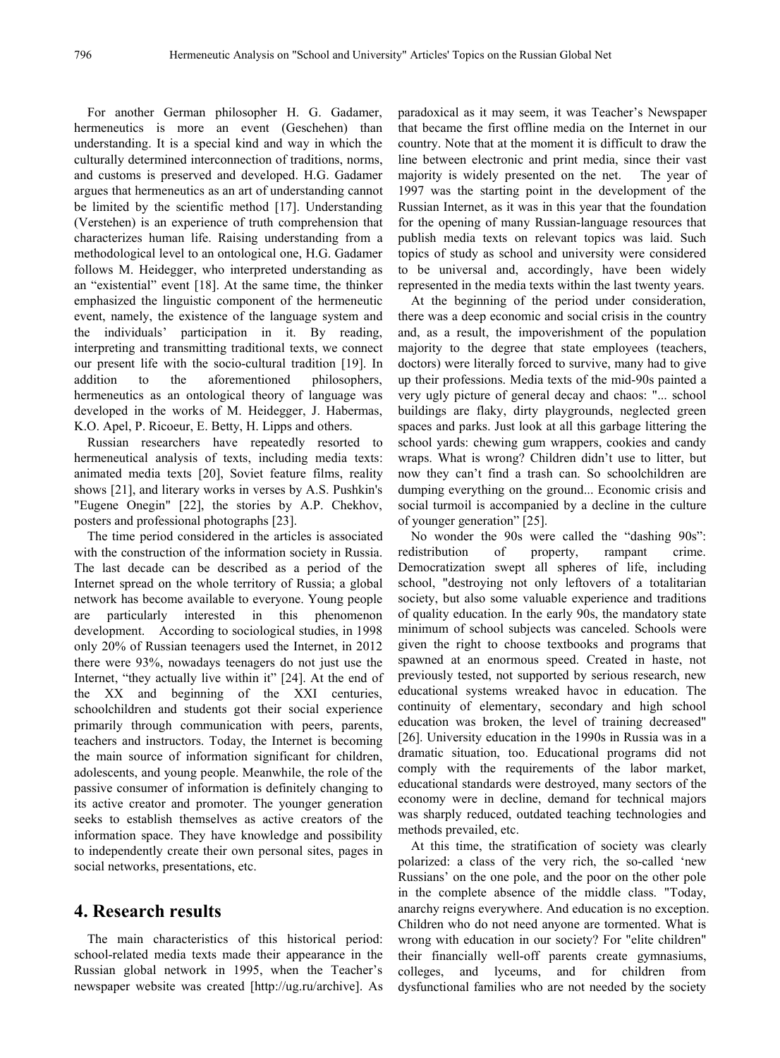For another German philosopher H. G. Gadamer, hermeneutics is more an event (Geschehen) than understanding. It is a special kind and way in which the culturally determined interconnection of traditions, norms, and customs is preserved and developed. H.G. Gadamer argues that hermeneutics as an art of understanding cannot be limited by the scientific method [17]. Understanding (Verstehen) is an experience of truth comprehension that characterizes human life. Raising understanding from a methodological level to an ontological one, H.G. Gadamer follows M. Heidegger, who interpreted understanding as an "existential" event [18]. At the same time, the thinker emphasized the linguistic component of the hermeneutic event, namely, the existence of the language system and the individuals' participation in it. By reading, interpreting and transmitting traditional texts, we connect our present life with the socio-cultural tradition [19]. In addition to the aforementioned philosophers, hermeneutics as an ontological theory of language was developed in the works of M. Heidegger, J. Habermas, K.O. Apel, P. Ricoeur, E. Betty, H. Lipps and others.

Russian researchers have repeatedly resorted to hermeneutical analysis of texts, including media texts: animated media texts [20], Soviet feature films, reality shows [21], and literary works in verses by A.S. Pushkin's "Eugene Onegin" [22], the stories by A.P. Chekhov, posters and professional photographs [23].

The time period considered in the articles is associated with the construction of the information society in Russia. The last decade can be described as a period of the Internet spread on the whole territory of Russia; a global network has become available to everyone. Young people are particularly interested in this phenomenon development. According to sociological studies, in 1998 only 20% of Russian teenagers used the Internet, in 2012 there were 93%, nowadays teenagers do not just use the Internet, "they actually live within it" [24]. At the end of the XX and beginning of the XXI centuries, schoolchildren and students got their social experience primarily through communication with peers, parents, teachers and instructors. Today, the Internet is becoming the main source of information significant for children, adolescents, and young people. Meanwhile, the role of the passive consumer of information is definitely changing to its active creator and promoter. The younger generation seeks to establish themselves as active creators of the information space. They have knowledge and possibility to independently create their own personal sites, pages in social networks, presentations, etc.

## 4. Research results

The main characteristics of this historical period: school-related media texts made their appearance in the Russian global network in 1995, when the Teacher's newspaper website was created [http://ug.ru/archive]. As paradoxical as it may seem, it was Teacher's Newspaper that became the first offline media on the Internet in our country. Note that at the moment it is difficult to draw the line between electronic and print media, since their vast majority is widely presented on the net. The year of 1997 was the starting point in the development of the Russian Internet, as it was in this year that the foundation for the opening of many Russian-language resources that publish media texts on relevant topics was laid. Such topics of study as school and university were considered to be universal and, accordingly, have been widely represented in the media texts within the last twenty years.

At the beginning of the period under consideration, there was a deep economic and social crisis in the country and, as a result, the impoverishment of the population majority to the degree that state employees (teachers, doctors) were literally forced to survive, many had to give up their professions. Media texts of the mid-90s painted a very ugly picture of general decay and chaos: "... school buildings are flaky, dirty playgrounds, neglected green spaces and parks. Just look at all this garbage littering the school yards: chewing gum wrappers, cookies and candy wraps. What is wrong? Children didn't use to litter, but now they can't find a trash can. So schoolchildren are dumping everything on the ground... Economic crisis and social turmoil is accompanied by a decline in the culture of younger generation" [25].

No wonder the 90s were called the "dashing 90s": redistribution of property, rampant crime. Democratization swept all spheres of life, including school, "destroying not only leftovers of a totalitarian society, but also some valuable experience and traditions of quality education. In the early 90s, the mandatory state minimum of school subjects was canceled. Schools were given the right to choose textbooks and programs that spawned at an enormous speed. Created in haste, not previously tested, not supported by serious research, new educational systems wreaked havoc in education. The continuity of elementary, secondary and high school education was broken, the level of training decreased" [26]. University education in the 1990s in Russia was in a dramatic situation, too. Educational programs did not comply with the requirements of the labor market, educational standards were destroyed, many sectors of the economy were in decline, demand for technical majors was sharply reduced, outdated teaching technologies and methods prevailed, etc.

At this time, the stratification of society was clearly polarized: a class of the very rich, the so-called 'new Russians' on the one pole, and the poor on the other pole in the complete absence of the middle class. "Today, anarchy reigns everywhere. And education is no exception. Children who do not need anyone are tormented. What is wrong with education in our society? For "elite children" their financially well-off parents create gymnasiums, colleges, and lyceums, and for children from dysfunctional families who are not needed by the society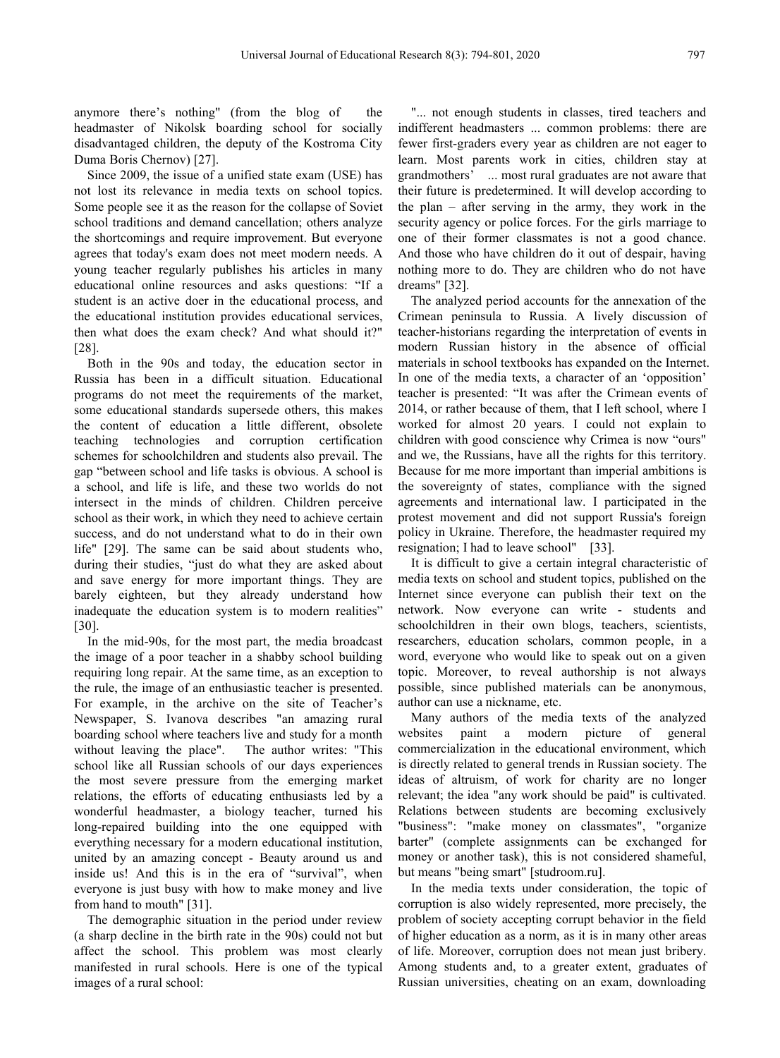anymore there's nothing" (from the blog of the headmaster of Nikolsk boarding school for socially disadvantaged children, the deputy of the Kostroma City Duma Boris Chernov) [27].

Since 2009, the issue of a unified state exam (USE) has not lost its relevance in media texts on school topics. Some people see it as the reason for the collapse of Soviet school traditions and demand cancellation; others analyze the shortcomings and require improvement. But everyone agrees that today's exam does not meet modern needs. A young teacher regularly publishes his articles in many educational online resources and asks questions: "If a student is an active doer in the educational process, and the educational institution provides educational services, then what does the exam check? And what should it?" [28].

Both in the 90s and today, the education sector in Russia has been in a difficult situation. Educational programs do not meet the requirements of the market, some educational standards supersede others, this makes the content of education a little different, obsolete teaching technologies and corruption certification schemes for schoolchildren and students also prevail. The gap "between school and life tasks is obvious. A school is a school, and life is life, and these two worlds do not intersect in the minds of children. Children perceive school as their work, in which they need to achieve certain success, and do not understand what to do in their own life" [29]. The same can be said about students who, during their studies, "just do what they are asked about and save energy for more important things. They are barely eighteen, but they already understand how inadequate the education system is to modern realities" [30].

In the mid-90s, for the most part, the media broadcast the image of a poor teacher in a shabby school building requiring long repair. At the same time, as an exception to the rule, the image of an enthusiastic teacher is presented. For example, in the archive on the site of Teacher's Newspaper, S. Ivanova describes "an amazing rural boarding school where teachers live and study for a month without leaving the place". The author writes: "This school like all Russian schools of our days experiences the most severe pressure from the emerging market relations, the efforts of educating enthusiasts led by a wonderful headmaster, a biology teacher, turned his long-repaired building into the one equipped with everything necessary for a modern educational institution, united by an amazing concept - Beauty around us and inside us! And this is in the era of "survival", when everyone is just busy with how to make money and live from hand to mouth" [31].

The demographic situation in the period under review (a sharp decline in the birth rate in the 90s) could not but affect the school. This problem was most clearly manifested in rural schools. Here is one of the typical images of a rural school:

"... not enough students in classes, tired teachers and indifferent headmasters ... common problems: there are fewer first-graders every year as children are not eager to learn. Most parents work in cities, children stay at grandmothers' ... most rural graduates are not aware that their future is predetermined. It will develop according to the plan – after serving in the army, they work in the security agency or police forces. For the girls marriage to one of their former classmates is not a good chance. And those who have children do it out of despair, having nothing more to do. They are children who do not have dreams" [32].

The analyzed period accounts for the annexation of the Crimean peninsula to Russia. A lively discussion of teacher-historians regarding the interpretation of events in modern Russian history in the absence of official materials in school textbooks has expanded on the Internet. In one of the media texts, a character of an 'opposition' teacher is presented: "It was after the Crimean events of 2014, or rather because of them, that I left school, where I worked for almost 20 years. I could not explain to children with good conscience why Crimea is now "ours" and we, the Russians, have all the rights for this territory. Because for me more important than imperial ambitions is the sovereignty of states, compliance with the signed agreements and international law. I participated in the protest movement and did not support Russia's foreign policy in Ukraine. Therefore, the headmaster required my resignation; I had to leave school" [33].

It is difficult to give a certain integral characteristic of media texts on school and student topics, published on the Internet since everyone can publish their text on the network. Now everyone can write - students and schoolchildren in their own blogs, teachers, scientists, researchers, education scholars, common people, in a word, everyone who would like to speak out on a given topic. Moreover, to reveal authorship is not always possible, since published materials can be anonymous, author can use a nickname, etc.

Many authors of the media texts of the analyzed websites paint a modern picture of general commercialization in the educational environment, which is directly related to general trends in Russian society. The ideas of altruism, of work for charity are no longer relevant; the idea "any work should be paid" is cultivated. Relations between students are becoming exclusively "business": "make money on classmates", "organize barter" (complete assignments can be exchanged for money or another task), this is not considered shameful, but means "being smart" [studroom.ru].

In the media texts under consideration, the topic of corruption is also widely represented, more precisely, the problem of society accepting corrupt behavior in the field of higher education as a norm, as it is in many other areas of life. Moreover, corruption does not mean just bribery. Among students and, to a greater extent, graduates of Russian universities, cheating on an exam, downloading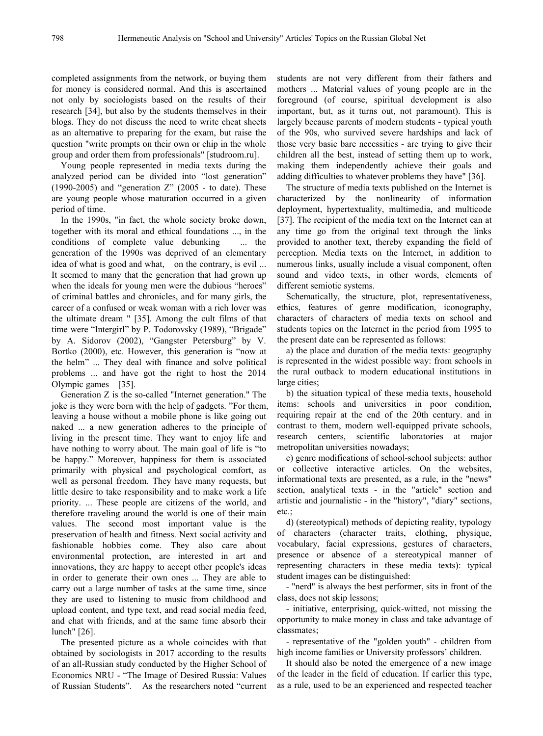completed assignments from the network, or buying them for money is considered normal. And this is ascertained not only by sociologists based on the results of their research [34], but also by the students themselves in their blogs. They do not discuss the need to write cheat sheets as an alternative to preparing for the exam, but raise the question "write prompts on their own or chip in the whole group and order them from professionals" [studroom.ru].

Young people represented in media texts during the analyzed period can be divided into "lost generation" (1990-2005) and "generation Z" (2005 - to date). These are young people whose maturation occurred in a given period of time.

In the 1990s, "in fact, the whole society broke down, together with its moral and ethical foundations ..., in the conditions of complete value debunking ... the generation of the 1990s was deprived of an elementary idea of what is good and what, on the contrary, is evil ... It seemed to many that the generation that had grown up when the ideals for young men were the dubious "heroes" of criminal battles and chronicles, and for many girls, the career of a confused or weak woman with a rich lover was the ultimate dream " [35]. Among the cult films of that time were "Intergirl" by P. Todorovsky (1989), "Brigade" by A. Sidorov (2002), "Gangster Petersburg" by V. Bortko (2000), etc. However, this generation is "now at the helm" ... They deal with finance and solve political problems ... and have got the right to host the 2014 Olympic games [35].

Generation Z is the so-called "Internet generation." The joke is they were born with the help of gadgets. "For them, leaving a house without a mobile phone is like going out naked ... a new generation adheres to the principle of living in the present time. They want to enjoy life and have nothing to worry about. The main goal of life is "to be happy." Moreover, happiness for them is associated primarily with physical and psychological comfort, as well as personal freedom. They have many requests, but little desire to take responsibility and to make work a life priority. ... These people are citizens of the world, and therefore traveling around the world is one of their main values. The second most important value is the preservation of health and fitness. Next social activity and fashionable hobbies come. They also care about environmental protection, are interested in art and innovations, they are happy to accept other people's ideas in order to generate their own ones ... They are able to carry out a large number of tasks at the same time, since they are used to listening to music from childhood and upload content, and type text, and read social media feed, and chat with friends, and at the same time absorb their lunch" [26].

The presented picture as a whole coincides with that obtained by sociologists in 2017 according to the results of an all-Russian study conducted by the Higher School of Economics NRU - "The Image of Desired Russia: Values of Russian Students". As the researchers noted "current students are not very different from their fathers and mothers ... Material values of young people are in the foreground (of course, spiritual development is also important, but, as it turns out, not paramount). This is largely because parents of modern students - typical youth of the 90s, who survived severe hardships and lack of those very basic bare necessities - are trying to give their children all the best, instead of setting them up to work, making them independently achieve their goals and adding difficulties to whatever problems they have" [36].

The structure of media texts published on the Internet is characterized by the nonlinearity of information deployment, hypertextuality, multimedia, and multicode [37]. The recipient of the media text on the Internet can at any time go from the original text through the links provided to another text, thereby expanding the field of perception. Media texts on the Internet, in addition to numerous links, usually include a visual component, often sound and video texts, in other words, elements of different semiotic systems.

Schematically, the structure, plot, representativeness, ethics, features of genre modification, iconography, characters of characters of media texts on school and students topics on the Internet in the period from 1995 to the present date can be represented as follows:

a) the place and duration of the media texts: geography is represented in the widest possible way: from schools in the rural outback to modern educational institutions in large cities;

b) the situation typical of these media texts, household items: schools and universities in poor condition, requiring repair at the end of the 20th century. and in contrast to them, modern well-equipped private schools, research centers, scientific laboratories at major metropolitan universities nowadays;

c) genre modifications of school-school subjects: author or collective interactive articles. On the websites, informational texts are presented, as a rule, in the "news" section, analytical texts - in the "article" section and artistic and journalistic - in the "history", "diary" sections, etc.;

d) (stereotypical) methods of depicting reality, typology of characters (character traits, clothing, physique, vocabulary, facial expressions, gestures of characters, presence or absence of a stereotypical manner of representing characters in these media texts): typical student images can be distinguished:

- "nerd" is always the best performer, sits in front of the class, does not skip lessons;
- initiative, enterprising, quick-witted, not missing the opportunity to make money in class and take advantage of classmates;
- representative of the "golden youth" - children from high income families or University professors' children.

It should also be noted the emergence of a new image of the leader in the field of education. If earlier this type, as a rule, used to be an experienced and respected teacher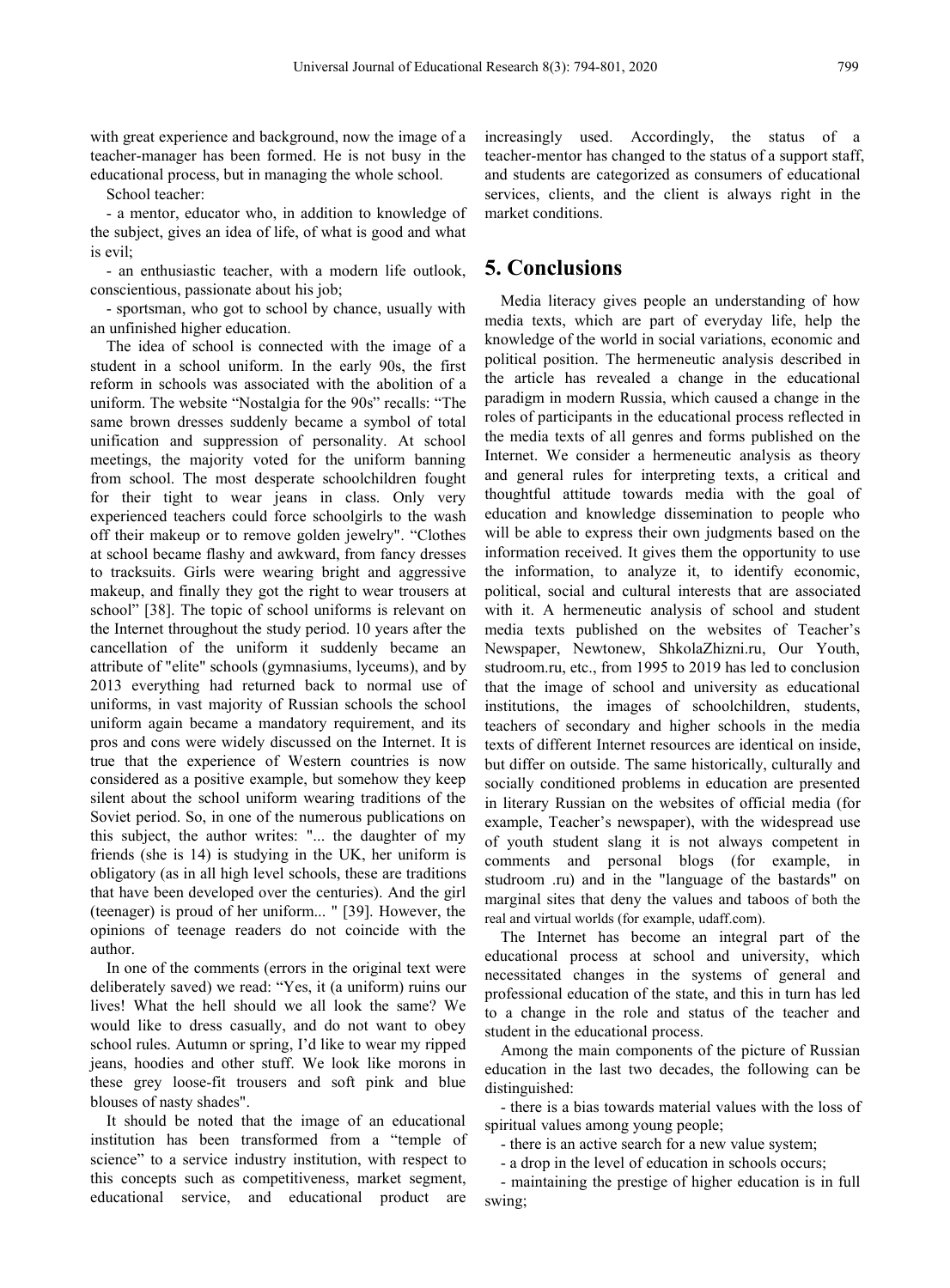with great experience and background, now the image of a teacher-manager has been formed. He is not busy in the educational process, but in managing the whole school.

School teacher:

- a mentor, educator who, in addition to knowledge of the subject, gives an idea of life, of what is good and what is evil;
- an enthusiastic teacher, with a modern life outlook, conscientious, passionate about his job;
- sportsman, who got to school by chance, usually with an unfinished higher education.

The idea of school is connected with the image of a student in a school uniform. In the early 90s, the first reform in schools was associated with the abolition of a uniform. The website "Nostalgia for the 90s" recalls: "The same brown dresses suddenly became a symbol of total unification and suppression of personality. At school meetings, the majority voted for the uniform banning from school. The most desperate schoolchildren fought for their tight to wear jeans in class. Only very experienced teachers could force schoolgirls to the wash off their makeup or to remove golden jewelry". "Clothes at school became flashy and awkward, from fancy dresses to tracksuits. Girls were wearing bright and aggressive makeup, and finally they got the right to wear trousers at school" [38]. The topic of school uniforms is relevant on the Internet throughout the study period. 10 years after the cancellation of the uniform it suddenly became an attribute of "elite" schools (gymnasiums, lyceums), and by 2013 everything had returned back to normal use of uniforms, in vast majority of Russian schools the school uniform again became a mandatory requirement, and its pros and cons were widely discussed on the Internet. It is true that the experience of Western countries is now considered as a positive example, but somehow they keep silent about the school uniform wearing traditions of the Soviet period. So, in one of the numerous publications on this subject, the author writes: "... the daughter of my friends (she is 14) is studying in the UK, her uniform is obligatory (as in all high level schools, these are traditions that have been developed over the centuries). And the girl (teenager) is proud of her uniform... " [39]. However, the opinions of teenage readers do not coincide with the author.

In one of the comments (errors in the original text were deliberately saved) we read: "Yes, it (a uniform) ruins our lives! What the hell should we all look the same? We would like to dress casually, and do not want to obey school rules. Autumn or spring, I'd like to wear my ripped jeans, hoodies and other stuff. We look like morons in these grey loose-fit trousers and soft pink and blue blouses of nasty shades".

It should be noted that the image of an educational institution has been transformed from a "temple of science" to a service industry institution, with respect to this concepts such as competitiveness, market segment, educational service, and educational product are increasingly used. Accordingly, the status of a teacher-mentor has changed to the status of a support staff, and students are categorized as consumers of educational services, clients, and the client is always right in the market conditions.

## 5. Conclusions

Media literacy gives people an understanding of how media texts, which are part of everyday life, help the knowledge of the world in social variations, economic and political position. The hermeneutic analysis described in the article has revealed a change in the educational paradigm in modern Russia, which caused a change in the roles of participants in the educational process reflected in the media texts of all genres and forms published on the Internet. We consider a hermeneutic analysis as theory and general rules for interpreting texts, a critical and thoughtful attitude towards media with the goal of education and knowledge dissemination to people who will be able to express their own judgments based on the information received. It gives them the opportunity to use the information, to analyze it, to identify economic, political, social and cultural interests that are associated with it. A hermeneutic analysis of school and student media texts published on the websites of Teacher's Newspaper, Newtonew, ShkolaZhizni.ru, Our Youth, studroom.ru, etc., from 1995 to 2019 has led to conclusion that the image of school and university as educational institutions, the images of schoolchildren, students, teachers of secondary and higher schools in the media texts of different Internet resources are identical on inside, but differ on outside. The same historically, culturally and socially conditioned problems in education are presented in literary Russian on the websites of official media (for example, Teacher's newspaper), with the widespread use of youth student slang it is not always competent in comments and personal blogs (for example, in studroom .ru) and in the "language of the bastards" on marginal sites that deny the values and taboos of both the real and virtual worlds (for example, udaff.com).

The Internet has become an integral part of the educational process at school and university, which necessitated changes in the systems of general and professional education of the state, and this in turn has led to a change in the role and status of the teacher and student in the educational process.

Among the main components of the picture of Russian education in the last two decades, the following can be distinguished:

- there is a bias towards material values with the loss of spiritual values among young people;
- there is an active search for a new value system;
- a drop in the level of education in schools occurs;
- maintaining the prestige of higher education is in full swing;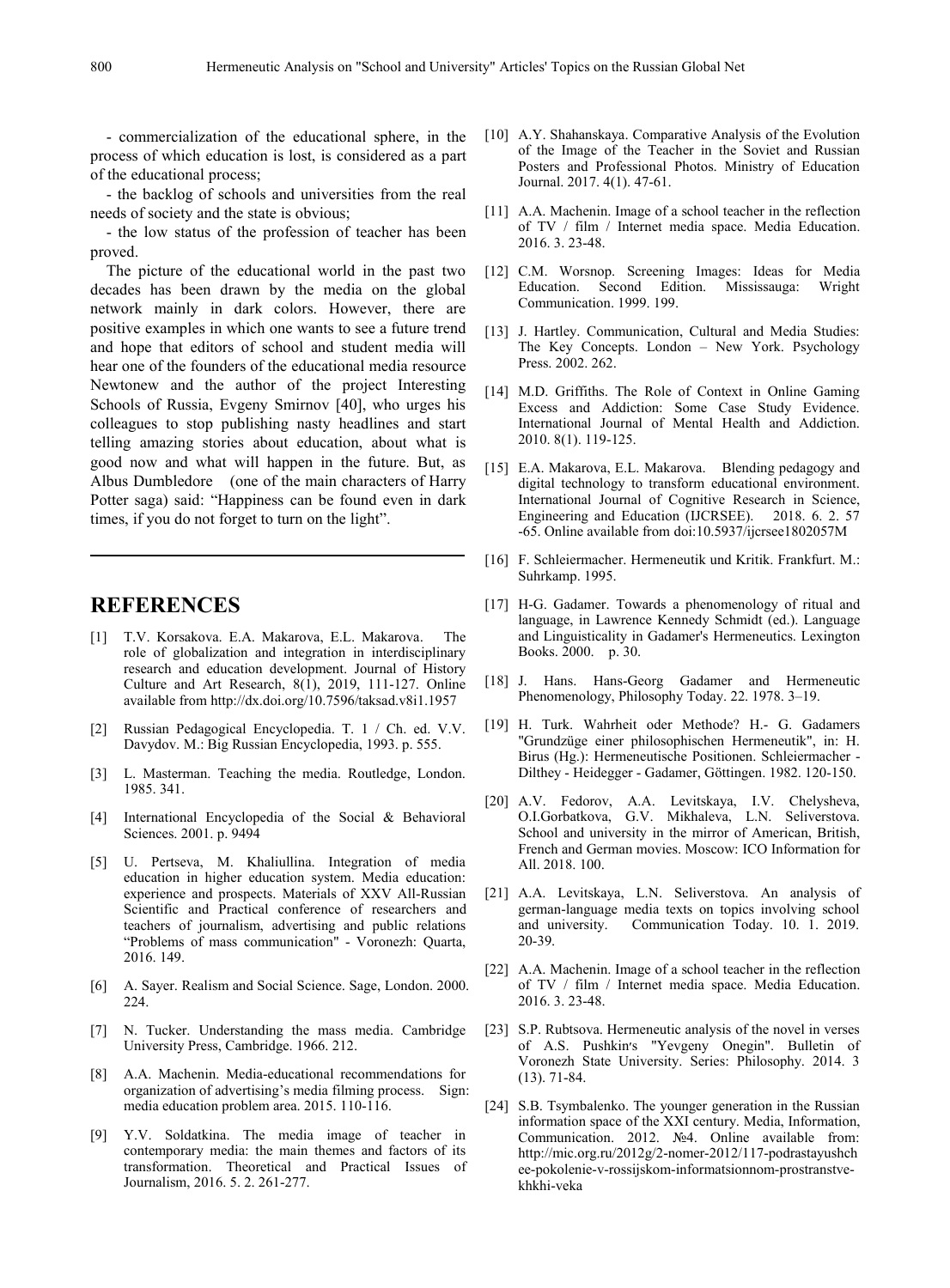- commercialization of the educational sphere, in the process of which education is lost, is considered as a part of the educational process;

- the backlog of schools and universities from the real needs of society and the state is obvious;

- the low status of the profession of teacher has been proved.

The picture of the educational world in the past two decades has been drawn by the media on the global network mainly in dark colors. However, there are positive examples in which one wants to see a future trend and hope that editors of school and student media will hear one of the founders of the educational media resource Newtonew and the author of the project Interesting Schools of Russia, Evgeny Smirnov [40], who urges his colleagues to stop publishing nasty headlines and start telling amazing stories about education, about what is good now and what will happen in the future. But, as Albus Dumbledore (one of the main characters of Harry Potter saga) said: "Happiness can be found even in dark times, if you do not forget to turn on the light".

## REFERENCES

[1] T.V. Korsakova. E.A. Makarova, E.L. Makarova. The role of globalization and integration in interdisciplinary research and education development. Journal of History Culture and Art Research, 8(1), 2019, 111-127. Online available from http://dx.doi.org/10.7596/taksad.v8i1.1957

[2] Russian Pedagogical Encyclopedia. T. 1 / Ch. ed. V.V. Davydov. M.: Big Russian Encyclopedia, 1993. p. 555.

[3] L. Masterman. Teaching the media. Routledge, London. 1985. 341.

[4] International Encyclopedia of the Social & Behavioral Sciences. 2001. p. 9494

[5] U. Pertseva, M. Khaliullina. Integration of media education in higher education system. Media education: experience and prospects. Materials of XXV All-Russian Scientific and Practical conference of researchers and teachers of journalism, advertising and public relations "Problems of mass communication" - Voronezh: Quarta, 2016. 149.

[6] A. Sayer. Realism and Social Science. Sage, London. 2000. 224.

[7] N. Tucker. Understanding the mass media. Cambridge University Press, Cambridge. 1966. 212.

[8] A.A. Machenin. Media-educational recommendations for organization of advertising's media filming process. Sign: media education problem area. 2015. 110-116.

[9] Y.V. Soldatkina. The media image of teacher in contemporary media: the main themes and factors of its transformation. Theoretical and Practical Issues of Journalism, 2016. 5. 2. 261-277.

[10] A.Y. Shahanskaya. Comparative Analysis of the Evolution of the Image of the Teacher in the Soviet and Russian Posters and Professional Photos. Ministry of Education Journal. 2017. 4(1). 47-61.

[11] A.A. Machenin. Image of a school teacher in the reflection of TV / film / Internet media space. Media Education. 2016. 3. 23-48.

[12] C.M. Worsnop. Screening Images: Ideas for Media Education. Second Edition. Mississauga: Wright Communication. 1999. 199.

[13] J. Hartley. Communication, Cultural and Media Studies: The Key Concepts. London – New York. Psychology Press. 2002. 262.

[14] M.D. Griffiths. The Role of Context in Online Gaming Excess and Addiction: Some Case Study Evidence. International Journal of Mental Health and Addiction. 2010. 8(1). 119-125.

[15] E.A. Makarova, E.L. Makarova. Blending pedagogy and digital technology to transform educational environment. International Journal of Cognitive Research in Science, Engineering and Education (IJCRSEE). 2018. 6. 2. 57 -65. Online available from doi:10.5937/ijcrsee1802057M

[16] F. Schleiermacher. Hermeneutik und Kritik. Frankfurt. M.: Suhrkamp. 1995.

[17] H-G. Gadamer. Towards a phenomenology of ritual and language, in Lawrence Kennedy Schmidt (ed.). Language and Linguisticality in Gadamer's Hermeneutics. Lexington Books. 2000. p. 30.

[18] J. Hans. Hans-Georg Gadamer and Hermeneutic Phenomenology, Philosophy Today. 22. 1978. 3–19.

[19] H. Turk. Wahrheit oder Methode? H.- G. Gadamers "Grundzüge einer philosophischen Hermeneutik", in: H. Birus (Hg.): Hermeneutische Positionen. Schleiermacher - Dilthey - Heidegger - Gadamer, Göttingen. 1982. 120-150.

[20] A.V. Fedorov, A.A. Levitskaya, I.V. Chelysheva, O.I.Gorbatkova, G.V. Mikhaleva, L.N. Seliverstova. School and university in the mirror of American, British, French and German movies. Moscow: ICO Information for All. 2018. 100.

[21] A.A. Levitskaya, L.N. Seliverstova. An analysis of german-language media texts on topics involving school and university. Communication Today. 10. 1. 2019. 20-39.

[22] A.A. Machenin. Image of a school teacher in the reflection of TV / film / Internet media space. Media Education. 2016. 3. 23-48.

[23] S.P. Rubtsova. Hermeneutic analysis of the novel in verses of A.S. Pushkin's "Yevgeny Onegin". Bulletin of Voronezh State University. Series: Philosophy. 2014. 3 (13). 71-84.

[24] S.B. Tsymbalenko. The younger generation in the Russian information space of the XXI century. Media, Information, Communication. 2012. №4. Online available from: http://mic.org.ru/2012g/2-nomer-2012/117-podrastayushchee-pokolenie-v-rossijskom-informatsionnom-prostranstve-khkhi-veka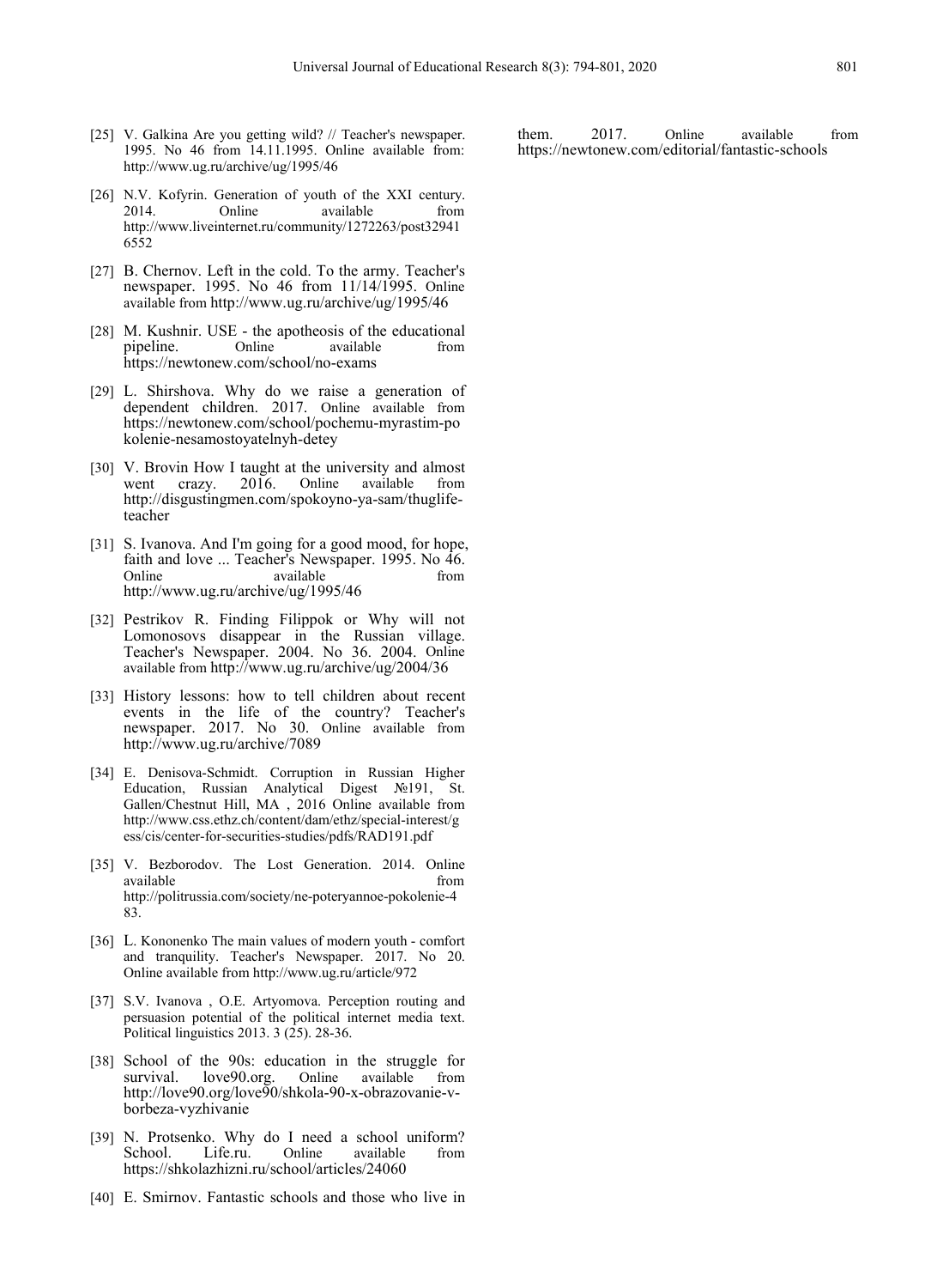[25] V. Galkina Are you getting wild? // Teacher's newspaper. 1995. No 46 from 14.11.1995. Online available from: http://www.ug.ru/archive/ug/1995/46

[26] N.V. Kofyrin. Generation of youth of the XXI century. 2014. Online available from http://www.liveinternet.ru/community/1272263/post329416552

[27] B. Chernov. Left in the cold. To the army. Teacher's newspaper. 1995. No 46 from 11/14/1995. Online available from http://www.ug.ru/archive/ug/1995/46

[28] M. Kushnir. USE - the apotheosis of the educational pipeline. Online available from https://newtonew.com/school/no-exams

[29] L. Shirshova. Why do we raise a generation of dependent children. 2017. Online available from https://newtonew.com/school/pochemu-myrastim-pokolenie-nesamostoyatelnyh-detey

[30] V. Brovin How I taught at the university and almost went crazy. 2016. Online available from http://disgustingmen.com/spokoyno-ya-sam/thuglife-teacher

[31] S. Ivanova. And I'm going for a good mood, for hope, faith and love ... Teacher's Newspaper. 1995. No 46. Online available from http://www.ug.ru/archive/ug/1995/46

[32] Pestrikov R. Finding Filippok or Why will not Lomonosovs disappear in the Russian village. Teacher's Newspaper. 2004. No 36. 2004. Online available from http://www.ug.ru/archive/ug/2004/36

[33] History lessons: how to tell children about recent events in the life of the country? Teacher's newspaper. 2017. No 30. Online available from http://www.ug.ru/archive/7089

[34] E. Denisova-Schmidt. Corruption in Russian Higher Education, Russian Analytical Digest №191, St. Gallen/Chestnut Hill, MA , 2016 Online available from http://www.css.ethz.ch/content/dam/ethz/special-interest/gess/cis/center-for-securities-studies/pdfs/RAD191.pdf

[35] V. Bezborodov. The Lost Generation. 2014. Online available from http://politrussia.com/society/ne-poteryannoe-pokolenie-483.

[36] L. Kononenko The main values of modern youth - comfort and tranquility. Teacher's Newspaper. 2017. No 20. Online available from http://www.ug.ru/article/972

[37] S.V. Ivanova , O.E. Artyomova. Perception routing and persuasion potential of the political internet media text. Political linguistics 2013. 3 (25). 28-36.

[38] School of the 90s: education in the struggle for survival. love90.org. Online available from http://love90.org/love90/shkola-90-x-obrazovanie-v-borbeza-vyzhivanie

[39] N. Protsenko. Why do I need a school uniform? School. Life.ru. Online available from https://shkolazhizni.ru/school/articles/24060

[40] E. Smirnov. Fantastic schools and those who live in them. 2017. Online available from https://newtonew.com/editorial/fantastic-schools